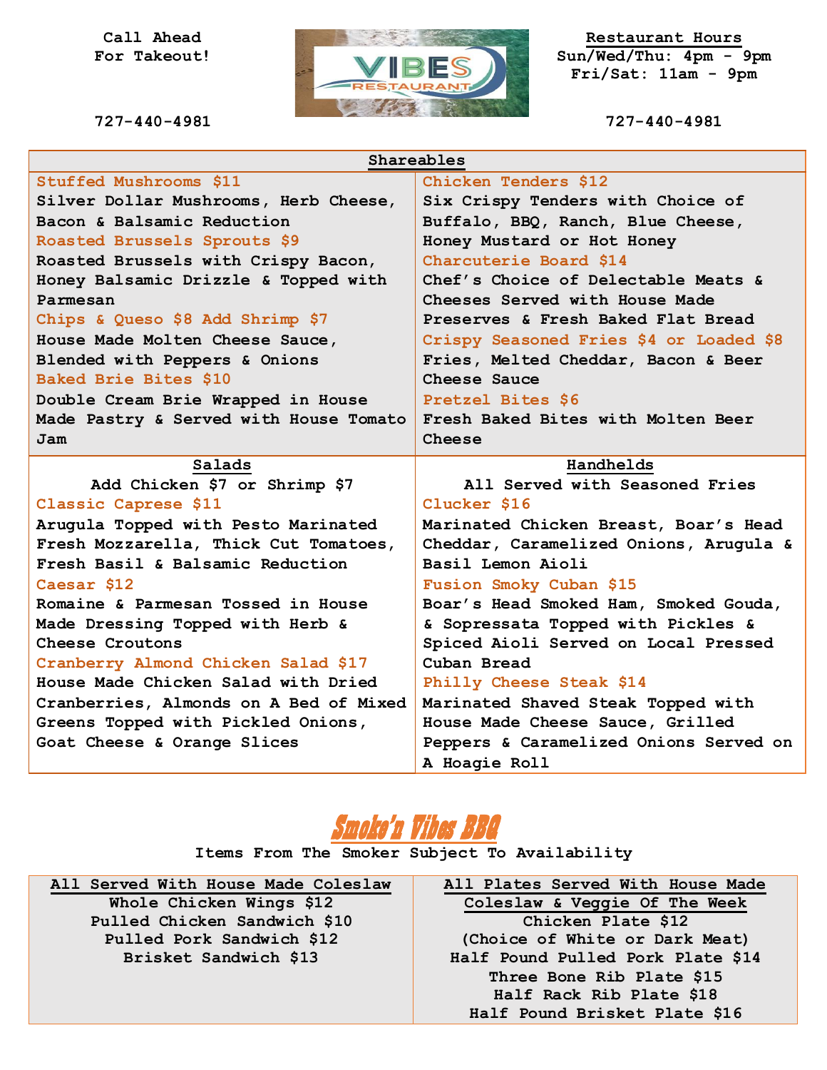Call Ahead
For Takeout!

727-440-4981

# VIBES RESTAURANT

**Restaurant Hours**
Sun/Wed/Thu: 4pm - 9pm
Fri/Sat: 11am - 9pm

727-440-4981

## Shareables

**Stuffed Mushrooms $11**
Silver Dollar Mushrooms, Herb Cheese, Bacon & Balsamic Reduction

**Roasted Brussels Sprouts $9**
Roasted Brussels with Crispy Bacon, Honey Balsamic Drizzle & Topped with Parmesan

**Chips & Queso $8 Add Shrimp $7**
House Made Molten Cheese Sauce, Blended with Peppers & Onions

**Baked Brie Bites $10**
Double Cream Brie Wrapped in House Made Pastry & Served with House Tomato Jam

**Chicken Tenders $12**
Six Crispy Tenders with Choice of Buffalo, BBQ, Ranch, Blue Cheese, Honey Mustard or Hot Honey

**Charcuterie Board $14**
Chef's Choice of Delectable Meats & Cheeses Served with House Made Preserves & Fresh Baked Flat Bread

**Crispy Seasoned Fries $4 or Loaded $8**
Fries, Melted Cheddar, Bacon & Beer Cheese Sauce

**Pretzel Bites $6**
Fresh Baked Bites with Molten Beer Cheese

## Salads

Add Chicken $7 or Shrimp $7

**Classic Caprese $11**
Arugula Topped with Pesto Marinated Fresh Mozzarella, Thick Cut Tomatoes, Fresh Basil & Balsamic Reduction

**Caesar $12**
Romaine & Parmesan Tossed in House Made Dressing Topped with Herb & Cheese Croutons

**Cranberry Almond Chicken Salad $17**
House Made Chicken Salad with Dried Cranberries, Almonds on A Bed of Mixed Greens Topped with Pickled Onions, Goat Cheese & Orange Slices

## Handhelds

All Served with Seasoned Fries

**Clucker $16**
Marinated Chicken Breast, Boar's Head Cheddar, Caramelized Onions, Arugula & Basil Lemon Aioli

**Fusion Smoky Cuban $15**
Boar's Head Smoked Ham, Smoked Gouda, & Sopressata Topped with Pickles & Spiced Aioli Served on Local Pressed Cuban Bread

**Philly Cheese Steak $14**
Marinated Shaved Steak Topped with House Made Cheese Sauce, Grilled Peppers & Caramelized Onions Served on A Hoagie Roll

## Smoke'n Vibes BBQ

Items From The Smoker Subject To Availability

**All Served With House Made Coleslaw**

Whole Chicken Wings $12
Pulled Chicken Sandwich $10
Pulled Pork Sandwich $12
Brisket Sandwich $13

**All Plates Served With House Made Coleslaw & Veggie Of The Week**

Chicken Plate $12
(Choice of White or Dark Meat)
Half Pound Pulled Pork Plate $14
Three Bone Rib Plate $15
Half Rack Rib Plate $18
Half Pound Brisket Plate $16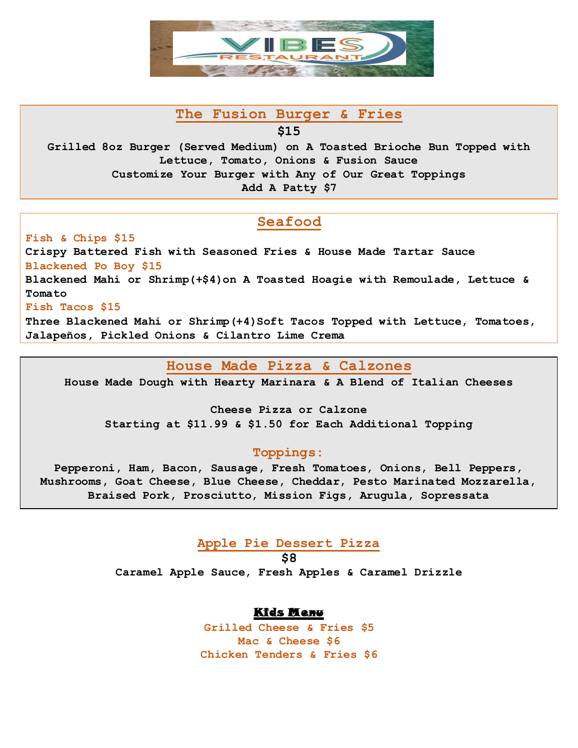VIBES RESTAURANT

## The Fusion Burger & Fries

**$15**

**Grilled 8oz Burger (Served Medium) on A Toasted Brioche Bun Topped with Lettuce, Tomato, Onions & Fusion Sauce**

**Customize Your Burger with Any of Our Great Toppings**

**Add A Patty $7**

## Seafood

**Fish & Chips $15**

**Crispy Battered Fish with Seasoned Fries & House Made Tartar Sauce**

**Blackened Po Boy $15**

**Blackened Mahi or Shrimp(+$4)on A Toasted Hoagie with Remoulade, Lettuce & Tomato**

**Fish Tacos $15**

**Three Blackened Mahi or Shrimp(+4)Soft Tacos Topped with Lettuce, Tomatoes, Jalapeños, Pickled Onions & Cilantro Lime Crema**

## House Made Pizza & Calzones

**House Made Dough with Hearty Marinara & A Blend of Italian Cheeses**

**Cheese Pizza or Calzone**

**Starting at $11.99 & $1.50 for Each Additional Topping**

### Toppings:

**Pepperoni, Ham, Bacon, Sausage, Fresh Tomatoes, Onions, Bell Peppers, Mushrooms, Goat Cheese, Blue Cheese, Cheddar, Pesto Marinated Mozzarella, Braised Pork, Prosciutto, Mission Figs, Arugula, Sopressata**

## Apple Pie Dessert Pizza

**$8**

**Caramel Apple Sauce, Fresh Apples & Caramel Drizzle**

## Kids Menu

**Grilled Cheese & Fries $5**

**Mac & Cheese $6**

**Chicken Tenders & Fries $6**